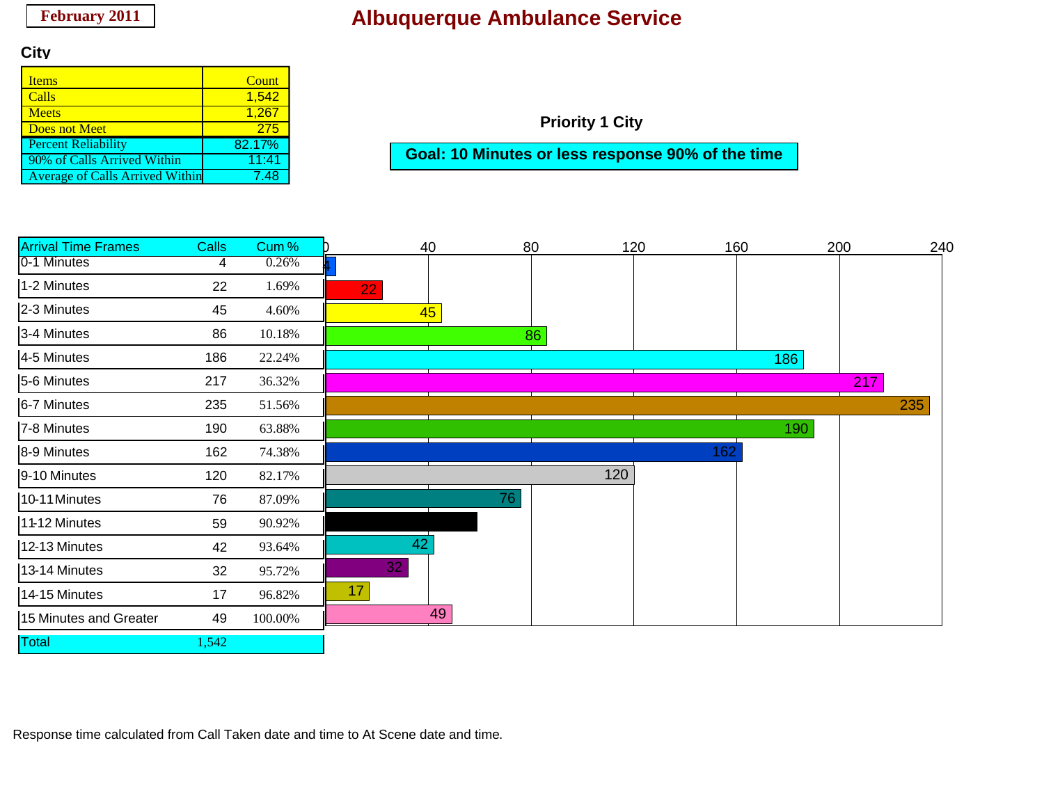February 2011

# Albuquerque Ambulance Service

## City

| Items | Count |
|---|---|
| Calls | 1,542 |
| Meets | 1,267 |
| Does not Meet | 275 |
| Percent Reliability | 82.17% |
| 90% of Calls Arrived Within | 11:41 |
| Average of Calls Arrived Within | 7.48 |

### Priority 1 City

**Goal: 10 Minutes or less response 90% of the time**

| Arrival Time Frames | Calls | Cum % |
|---|---|---|
| 0-1 Minutes | 4 | 0.26% |
| 1-2 Minutes | 22 | 1.69% |
| 2-3 Minutes | 45 | 4.60% |
| 3-4 Minutes | 86 | 10.18% |
| 4-5 Minutes | 186 | 22.24% |
| 5-6 Minutes | 217 | 36.32% |
| 6-7 Minutes | 235 | 51.56% |
| 7-8 Minutes | 190 | 63.88% |
| 8-9 Minutes | 162 | 74.38% |
| 9-10 Minutes | 120 | 82.17% |
| 10-11 Minutes | 76 | 87.09% |
| 11-12 Minutes | 59 | 90.92% |
| 12-13 Minutes | 42 | 93.64% |
| 13-14 Minutes | 32 | 95.72% |
| 14-15 Minutes | 17 | 96.82% |
| 15 Minutes and Greater | 49 | 100.00% |
| Total | 1,542 | |

Response time calculated from Call Taken date and time to At Scene date and time.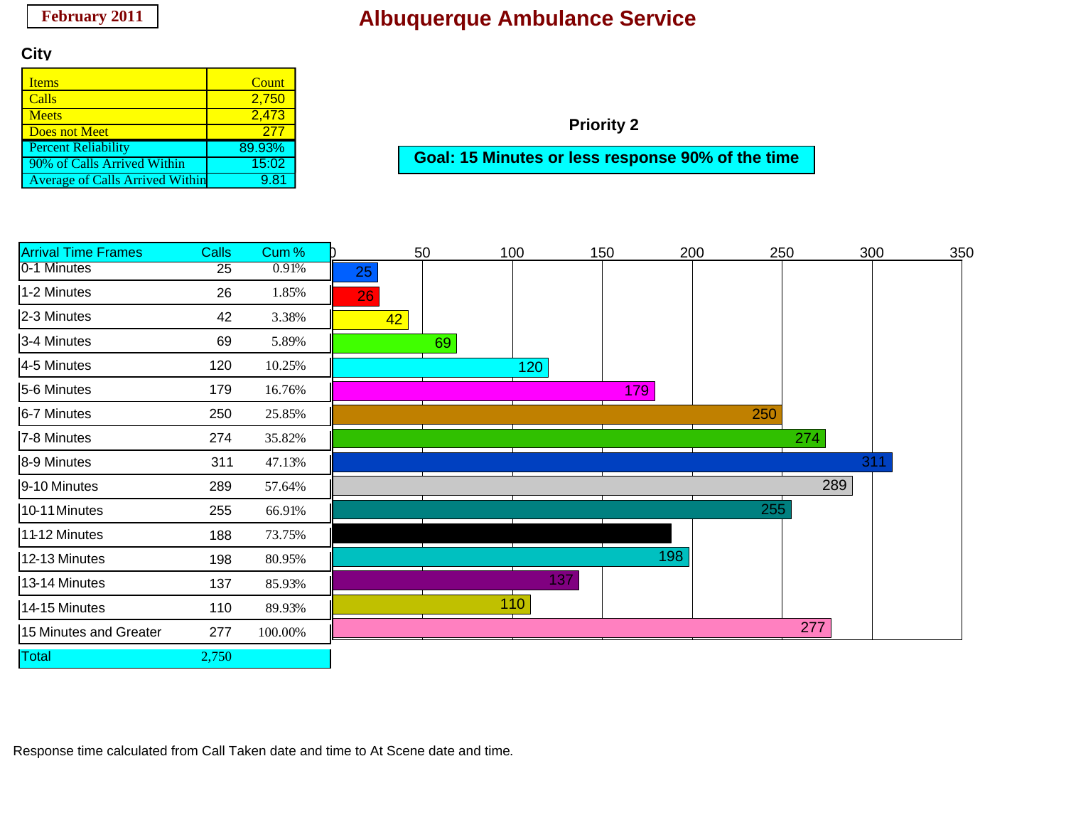February 2011

# Albuquerque Ambulance Service

## City

| Items | Count |
|---|---|
| Calls | 2,750 |
| Meets | 2,473 |
| Does not Meet | 277 |
| Percent Reliability | 89.93% |
| 90% of Calls Arrived Within | 15:02 |
| Average of Calls Arrived Within | 9.81 |

### Priority 2

**Goal: 15 Minutes or less response 90% of the time**

| Arrival Time Frames | Calls | Cum % |
|---|---|---|
| 0-1 Minutes | 25 | 0.91% |
| 1-2 Minutes | 26 | 1.85% |
| 2-3 Minutes | 42 | 3.38% |
| 3-4 Minutes | 69 | 5.89% |
| 4-5 Minutes | 120 | 10.25% |
| 5-6 Minutes | 179 | 16.76% |
| 6-7 Minutes | 250 | 25.85% |
| 7-8 Minutes | 274 | 35.82% |
| 8-9 Minutes | 311 | 47.13% |
| 9-10 Minutes | 289 | 57.64% |
| 10-11 Minutes | 255 | 66.91% |
| 11-12 Minutes | 188 | 73.75% |
| 12-13 Minutes | 198 | 80.95% |
| 13-14 Minutes | 137 | 85.93% |
| 14-15 Minutes | 110 | 89.93% |
| 15 Minutes and Greater | 277 | 100.00% |
| Total | 2,750 | |

Response time calculated from Call Taken date and time to At Scene date and time.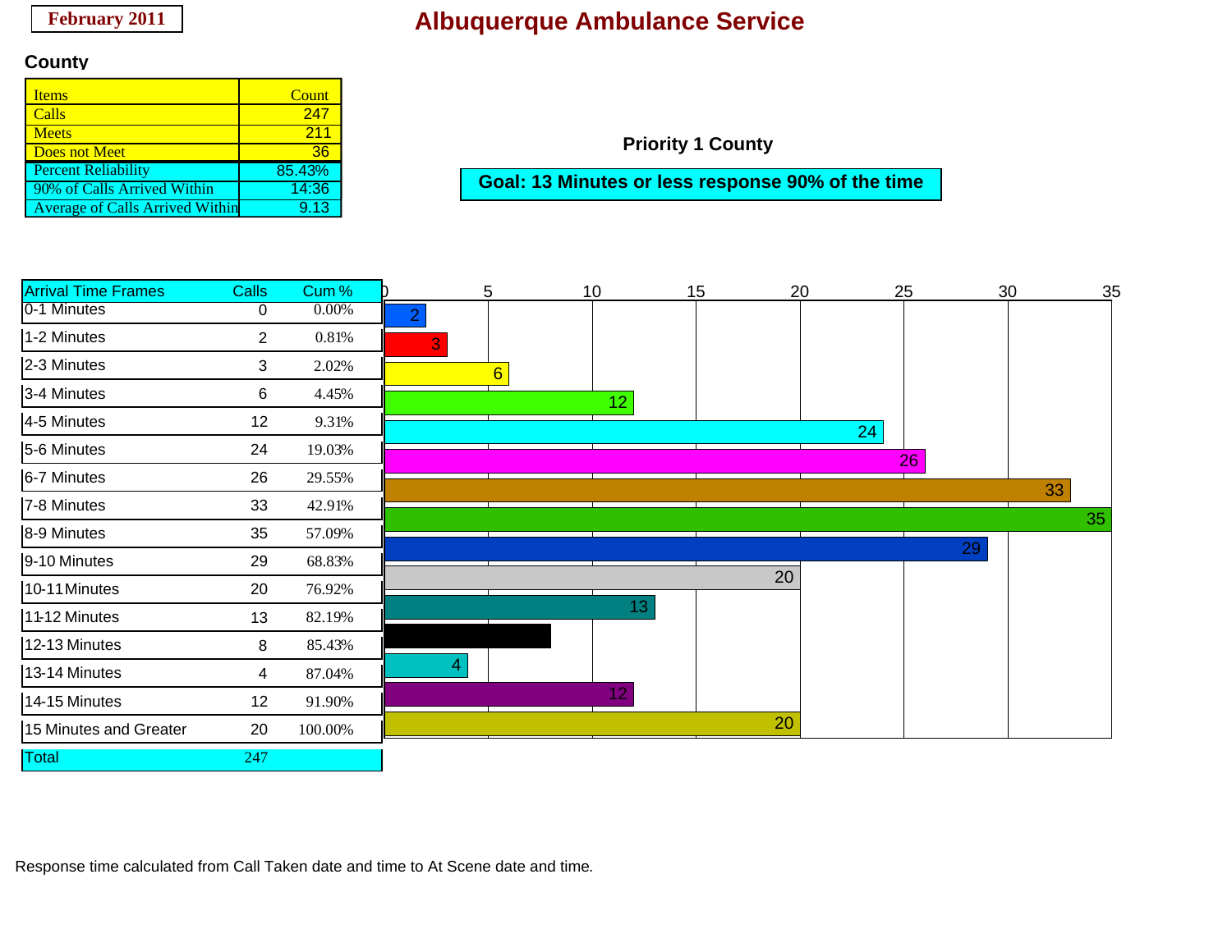February 2011

# Albuquerque Ambulance Service

## County

| Items | Count |
|---|---|
| Calls | 247 |
| Meets | 211 |
| Does not Meet | 36 |
| Percent Reliability | 85.43% |
| 90% of Calls Arrived Within | 14:36 |
| Average of Calls Arrived Within | 9.13 |

**Priority 1 County**

**Goal: 13 Minutes or less response 90% of the time**

| Arrival Time Frames | Calls | Cum % |
|---|---|---|
| 0-1 Minutes | 0 | 0.00% |
| 1-2 Minutes | 2 | 0.81% |
| 2-3 Minutes | 3 | 2.02% |
| 3-4 Minutes | 6 | 4.45% |
| 4-5 Minutes | 12 | 9.31% |
| 5-6 Minutes | 24 | 19.03% |
| 6-7 Minutes | 26 | 29.55% |
| 7-8 Minutes | 33 | 42.91% |
| 8-9 Minutes | 35 | 57.09% |
| 9-10 Minutes | 29 | 68.83% |
| 10-11 Minutes | 20 | 76.92% |
| 11-12 Minutes | 13 | 82.19% |
| 12-13 Minutes | 8 | 85.43% |
| 13-14 Minutes | 4 | 87.04% |
| 14-15 Minutes | 12 | 91.90% |
| 15 Minutes and Greater | 20 | 100.00% |
| Total | 247 | |

Response time calculated from Call Taken date and time to At Scene date and time.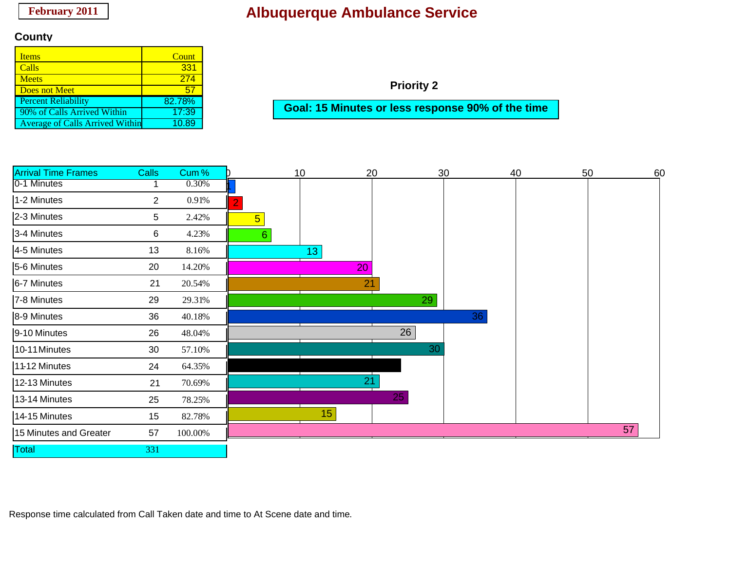February 2011

# Albuquerque Ambulance Service

## County

| Items | Count |
|---|---|
| Calls | 331 |
| Meets | 274 |
| Does not Meet | 57 |
| Percent Reliability | 82.78% |
| 90% of Calls Arrived Within | 17:39 |
| Average of Calls Arrived Within | 10.89 |

### Priority 2

**Goal: 15 Minutes or less response 90% of the time**

| Arrival Time Frames | Calls | Cum % |
|---|---|---|
| 0-1 Minutes | 1 | 0.30% |
| 1-2 Minutes | 2 | 0.91% |
| 2-3 Minutes | 5 | 2.42% |
| 3-4 Minutes | 6 | 4.23% |
| 4-5 Minutes | 13 | 8.16% |
| 5-6 Minutes | 20 | 14.20% |
| 6-7 Minutes | 21 | 20.54% |
| 7-8 Minutes | 29 | 29.31% |
| 8-9 Minutes | 36 | 40.18% |
| 9-10 Minutes | 26 | 48.04% |
| 10-11 Minutes | 30 | 57.10% |
| 11-12 Minutes | 24 | 64.35% |
| 12-13 Minutes | 21 | 70.69% |
| 13-14 Minutes | 25 | 78.25% |
| 14-15 Minutes | 15 | 82.78% |
| 15 Minutes and Greater | 57 | 100.00% |
| Total | 331 | |

Response time calculated from Call Taken date and time to At Scene date and time.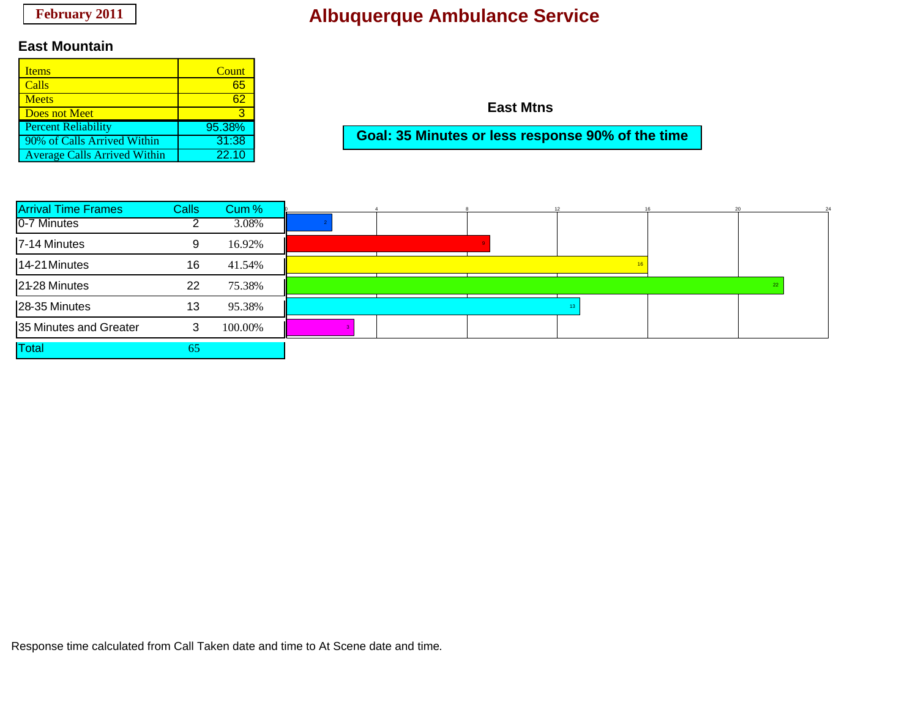February 2011

# Albuquerque Ambulance Service

## East Mountain

| Items | Count |
|---|---|
| Calls | 65 |
| Meets | 62 |
| Does not Meet | 3 |
| Percent Reliability | 95.38% |
| 90% of Calls Arrived Within | 31:38 |
| Average Calls Arrived Within | 22.10 |

**East Mtns**

**Goal: 35 Minutes or less response 90% of the time**

| Arrival Time Frames | Calls | Cum % |
|---|---|---|
| 0-7 Minutes | 2 | 3.08% |
| 7-14 Minutes | 9 | 16.92% |
| 14-21 Minutes | 16 | 41.54% |
| 21-28 Minutes | 22 | 75.38% |
| 28-35 Minutes | 13 | 95.38% |
| 35 Minutes and Greater | 3 | 100.00% |
| Total | 65 | |

0 4 8 12 16 20 24

2
9
16
22
13
3

Response time calculated from Call Taken date and time to At Scene date and time.